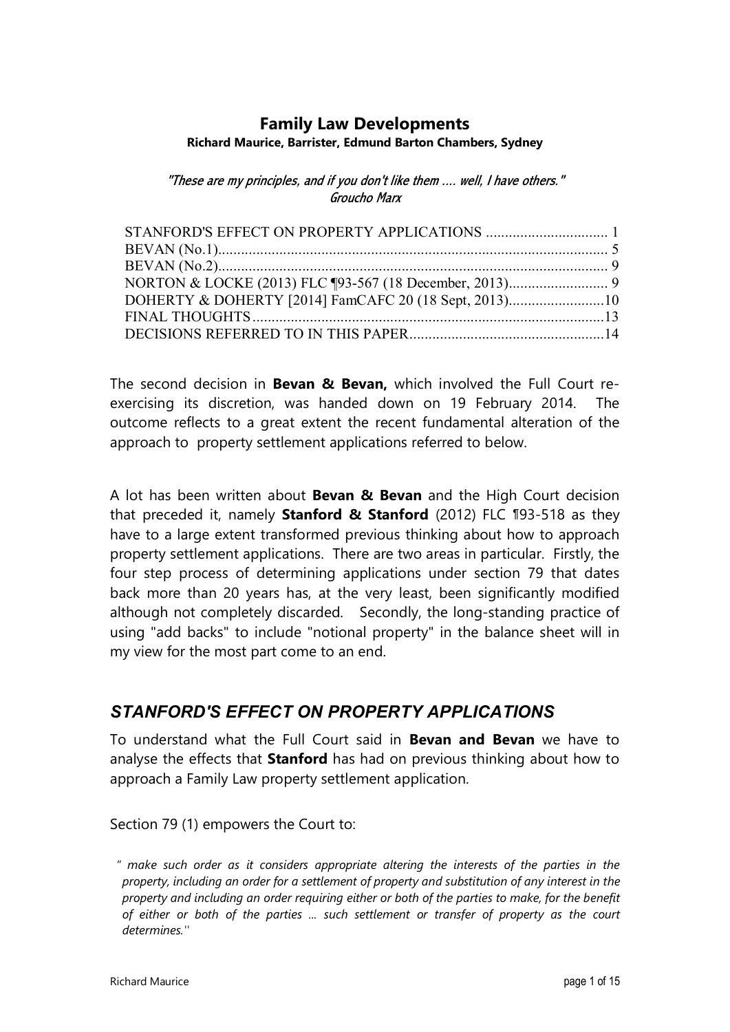# Family Law Developments

**Richard Maurice, Barrister, Edmund Barton Chambers, Sydney**

*"These are my principles, and if you don't like them .... well, I have others."*
*Groucho Marx*

STANFORD'S EFFECT ON PROPERTY APPLICATIONS ................................ 1
BEVAN (No.1)...................................................................................................... 5
BEVAN (No.2)...................................................................................................... 9
NORTON & LOCKE (2013) FLC ¶93-567 (18 December, 2013)........................... 9
DOHERTY & DOHERTY [2014] FamCAFC 20 (18 Sept, 2013).........................10
FINAL THOUGHTS............................................................................................13
DECISIONS REFERRED TO IN THIS PAPER...................................................14

The second decision in **Bevan & Bevan,** which involved the Full Court re-exercising its discretion, was handed down on 19 February 2014. The outcome reflects to a great extent the recent fundamental alteration of the approach to property settlement applications referred to below.

A lot has been written about **Bevan & Bevan** and the High Court decision that preceded it, namely **Stanford & Stanford** (2012) FLC ¶93-518 as they have to a large extent transformed previous thinking about how to approach property settlement applications. There are two areas in particular. Firstly, the four step process of determining applications under section 79 that dates back more than 20 years has, at the very least, been significantly modified although not completely discarded. Secondly, the long-standing practice of using "add backs" to include "notional property" in the balance sheet will in my view for the most part come to an end.

## *STANFORD'S EFFECT ON PROPERTY APPLICATIONS*

To understand what the Full Court said in **Bevan and Bevan** we have to analyse the effects that **Stanford** has had on previous thinking about how to approach a Family Law property settlement application.

Section 79 (1) empowers the Court to:

> *" make such order as it considers appropriate altering the interests of the parties in the property, including an order for a settlement of property and substitution of any interest in the property and including an order requiring either or both of the parties to make, for the benefit of either or both of the parties ... such settlement or transfer of property as the court determines.''*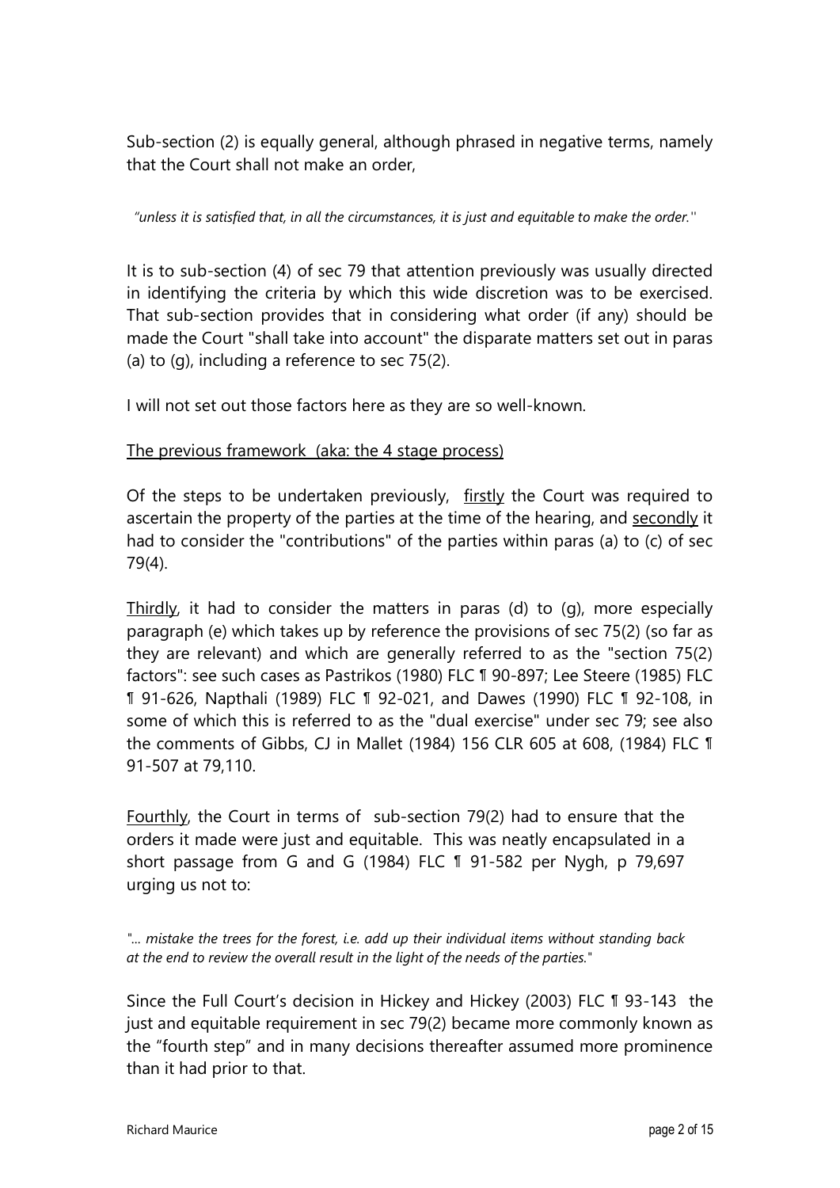Sub-section (2) is equally general, although phrased in negative terms, namely that the Court shall not make an order,

> *"unless it is satisfied that, in all the circumstances, it is just and equitable to make the order."*

It is to sub-section (4) of sec 79 that attention previously was usually directed in identifying the criteria by which this wide discretion was to be exercised. That sub-section provides that in considering what order (if any) should be made the Court "shall take into account" the disparate matters set out in paras (a) to (g), including a reference to sec 75(2).

I will not set out those factors here as they are so well-known.

## The previous framework (aka: the 4 stage process)

Of the steps to be undertaken previously, firstly the Court was required to ascertain the property of the parties at the time of the hearing, and secondly it had to consider the "contributions" of the parties within paras (a) to (c) of sec 79(4).

Thirdly, it had to consider the matters in paras (d) to (g), more especially paragraph (e) which takes up by reference the provisions of sec 75(2) (so far as they are relevant) and which are generally referred to as the "section 75(2) factors": see such cases as Pastrikos (1980) FLC ¶ 90-897; Lee Steere (1985) FLC ¶ 91-626, Napthali (1989) FLC ¶ 92-021, and Dawes (1990) FLC ¶ 92-108, in some of which this is referred to as the "dual exercise" under sec 79; see also the comments of Gibbs, CJ in Mallet (1984) 156 CLR 605 at 608, (1984) FLC ¶ 91-507 at 79,110.

Fourthly, the Court in terms of sub-section 79(2) had to ensure that the orders it made were just and equitable. This was neatly encapsulated in a short passage from G and G (1984) FLC ¶ 91-582 per Nygh, p 79,697 urging us not to:

> *"... mistake the trees for the forest, i.e. add up their individual items without standing back at the end to review the overall result in the light of the needs of the parties."*

Since the Full Court's decision in Hickey and Hickey (2003) FLC ¶ 93-143 the just and equitable requirement in sec 79(2) became more commonly known as the "fourth step" and in many decisions thereafter assumed more prominence than it had prior to that.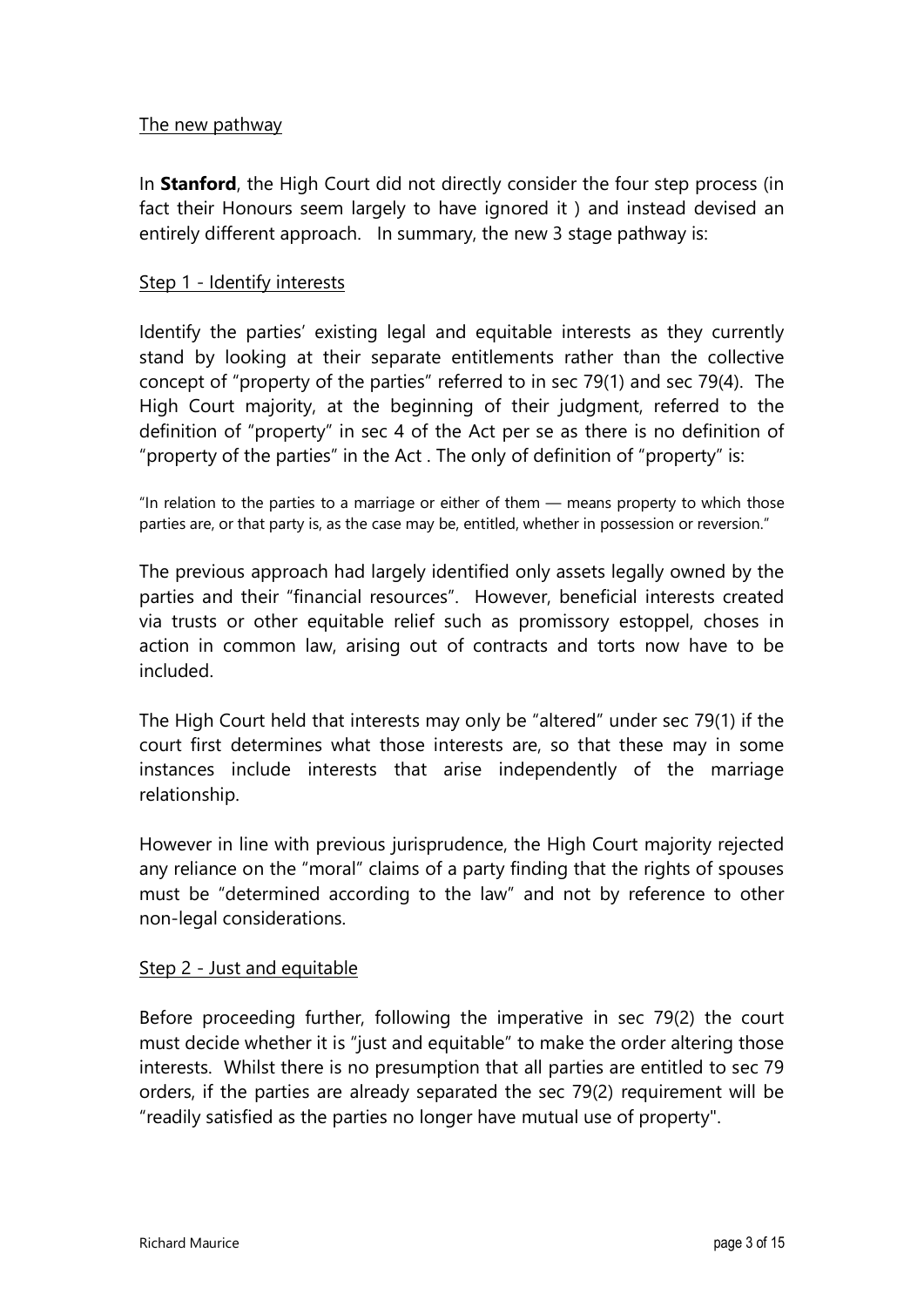The new pathway

In **Stanford**, the High Court did not directly consider the four step process (in fact their Honours seem largely to have ignored it ) and instead devised an entirely different approach. In summary, the new 3 stage pathway is:

Step 1 - Identify interests

Identify the parties' existing legal and equitable interests as they currently stand by looking at their separate entitlements rather than the collective concept of "property of the parties" referred to in sec 79(1) and sec 79(4). The High Court majority, at the beginning of their judgment, referred to the definition of "property" in sec 4 of the Act per se as there is no definition of "property of the parties" in the Act . The only of definition of "property" is:

"In relation to the parties to a marriage or either of them — means property to which those parties are, or that party is, as the case may be, entitled, whether in possession or reversion."

The previous approach had largely identified only assets legally owned by the parties and their "financial resources". However, beneficial interests created via trusts or other equitable relief such as promissory estoppel, choses in action in common law, arising out of contracts and torts now have to be included.

The High Court held that interests may only be "altered" under sec 79(1) if the court first determines what those interests are, so that these may in some instances include interests that arise independently of the marriage relationship.

However in line with previous jurisprudence, the High Court majority rejected any reliance on the "moral" claims of a party finding that the rights of spouses must be "determined according to the law" and not by reference to other non-legal considerations.

Step 2 - Just and equitable

Before proceeding further, following the imperative in sec 79(2) the court must decide whether it is "just and equitable" to make the order altering those interests. Whilst there is no presumption that all parties are entitled to sec 79 orders, if the parties are already separated the sec 79(2) requirement will be "readily satisfied as the parties no longer have mutual use of property".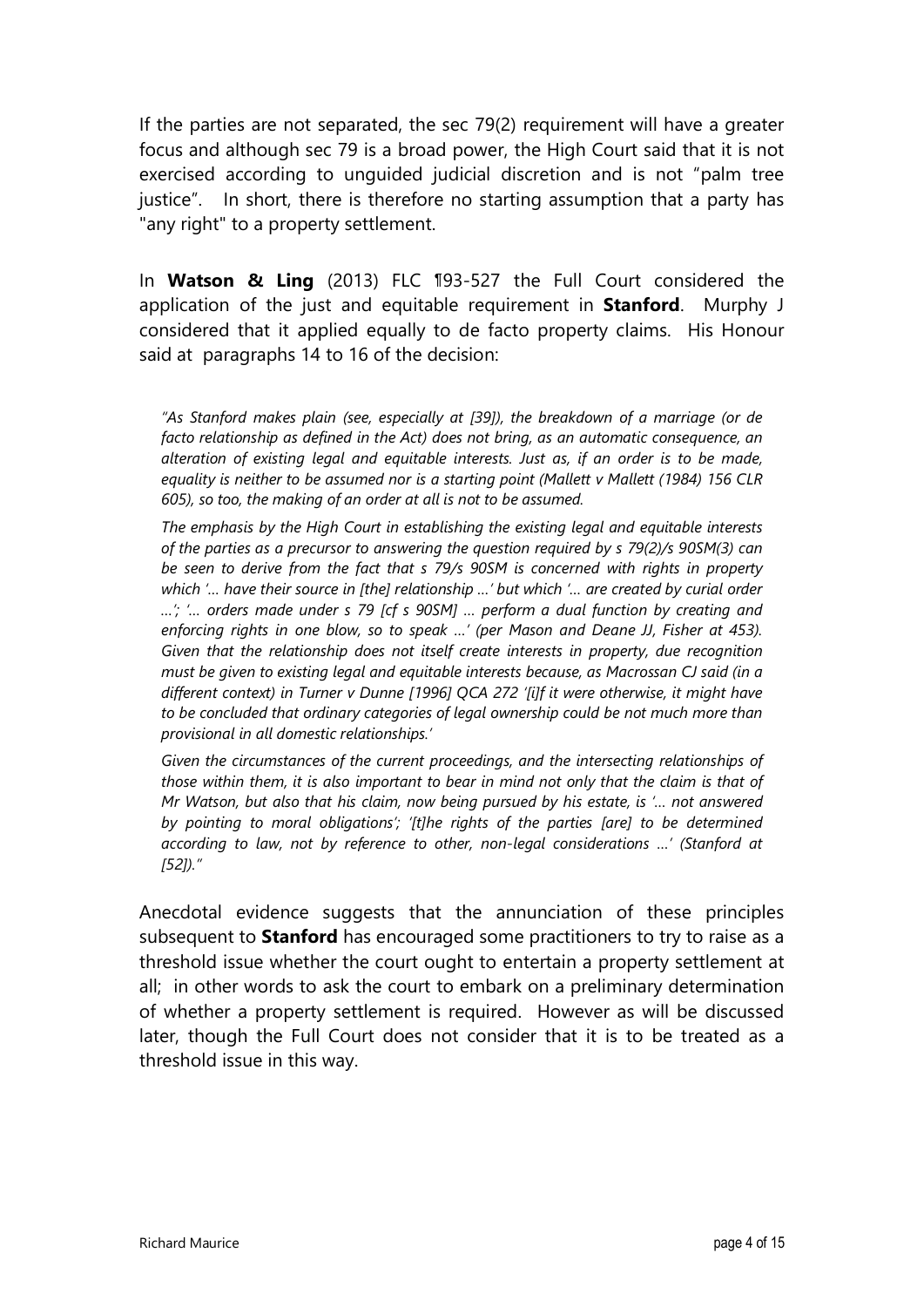If the parties are not separated, the sec 79(2) requirement will have a greater focus and although sec 79 is a broad power, the High Court said that it is not exercised according to unguided judicial discretion and is not "palm tree justice". In short, there is therefore no starting assumption that a party has "any right" to a property settlement.

In **Watson & Ling** (2013) FLC ¶93-527 the Full Court considered the application of the just and equitable requirement in **Stanford**. Murphy J considered that it applied equally to de facto property claims. His Honour said at paragraphs 14 to 16 of the decision:

> *"As Stanford makes plain (see, especially at [39]), the breakdown of a marriage (or de facto relationship as defined in the Act) does not bring, as an automatic consequence, an alteration of existing legal and equitable interests. Just as, if an order is to be made, equality is neither to be assumed nor is a starting point (Mallett v Mallett (1984) 156 CLR 605), so too, the making of an order at all is not to be assumed.*
>
> *The emphasis by the High Court in establishing the existing legal and equitable interests of the parties as a precursor to answering the question required by s 79(2)/s 90SM(3) can be seen to derive from the fact that s 79/s 90SM is concerned with rights in property which '… have their source in [the] relationship …' but which '… are created by curial order …'; '… orders made under s 79 [cf s 90SM] … perform a dual function by creating and enforcing rights in one blow, so to speak …' (per Mason and Deane JJ, Fisher at 453). Given that the relationship does not itself create interests in property, due recognition must be given to existing legal and equitable interests because, as Macrossan CJ said (in a different context) in Turner v Dunne [1996] QCA 272 '[i]f it were otherwise, it might have to be concluded that ordinary categories of legal ownership could be not much more than provisional in all domestic relationships.'*
>
> *Given the circumstances of the current proceedings, and the intersecting relationships of those within them, it is also important to bear in mind not only that the claim is that of Mr Watson, but also that his claim, now being pursued by his estate, is '… not answered by pointing to moral obligations'; '[t]he rights of the parties [are] to be determined according to law, not by reference to other, non-legal considerations …' (Stanford at [52])."*

Anecdotal evidence suggests that the annunciation of these principles subsequent to **Stanford** has encouraged some practitioners to try to raise as a threshold issue whether the court ought to entertain a property settlement at all; in other words to ask the court to embark on a preliminary determination of whether a property settlement is required. However as will be discussed later, though the Full Court does not consider that it is to be treated as a threshold issue in this way.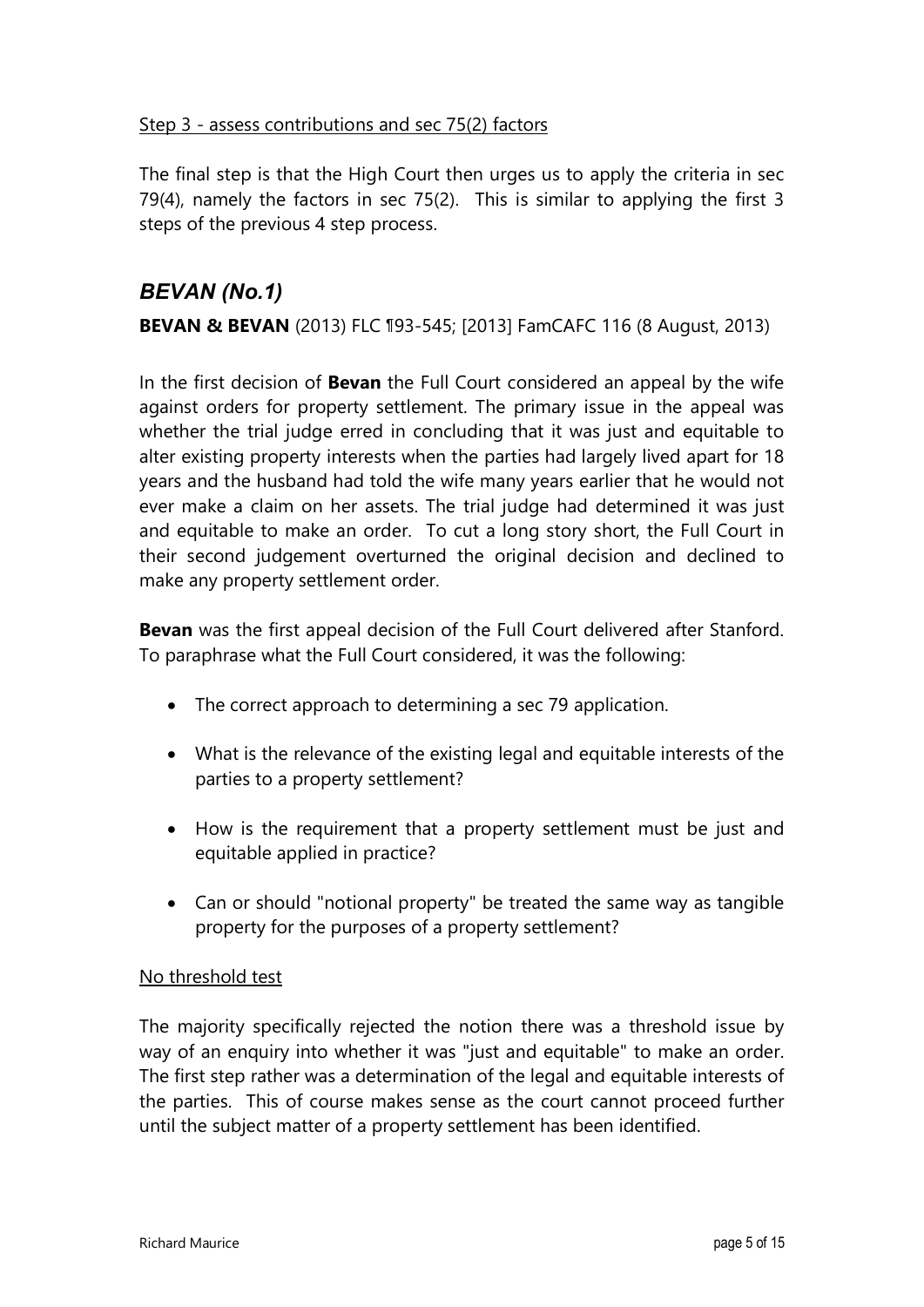Step 3 - assess contributions and sec 75(2) factors

The final step is that the High Court then urges us to apply the criteria in sec 79(4), namely the factors in sec 75(2). This is similar to applying the first 3 steps of the previous 4 step process.

## *BEVAN (No.1)*

**BEVAN & BEVAN** (2013) FLC ¶93-545; [2013] FamCAFC 116 (8 August, 2013)

In the first decision of **Bevan** the Full Court considered an appeal by the wife against orders for property settlement. The primary issue in the appeal was whether the trial judge erred in concluding that it was just and equitable to alter existing property interests when the parties had largely lived apart for 18 years and the husband had told the wife many years earlier that he would not ever make a claim on her assets. The trial judge had determined it was just and equitable to make an order. To cut a long story short, the Full Court in their second judgement overturned the original decision and declined to make any property settlement order.

**Bevan** was the first appeal decision of the Full Court delivered after Stanford. To paraphrase what the Full Court considered, it was the following:

- The correct approach to determining a sec 79 application.
- What is the relevance of the existing legal and equitable interests of the parties to a property settlement?
- How is the requirement that a property settlement must be just and equitable applied in practice?
- Can or should "notional property" be treated the same way as tangible property for the purposes of a property settlement?

No threshold test

The majority specifically rejected the notion there was a threshold issue by way of an enquiry into whether it was "just and equitable" to make an order. The first step rather was a determination of the legal and equitable interests of the parties. This of course makes sense as the court cannot proceed further until the subject matter of a property settlement has been identified.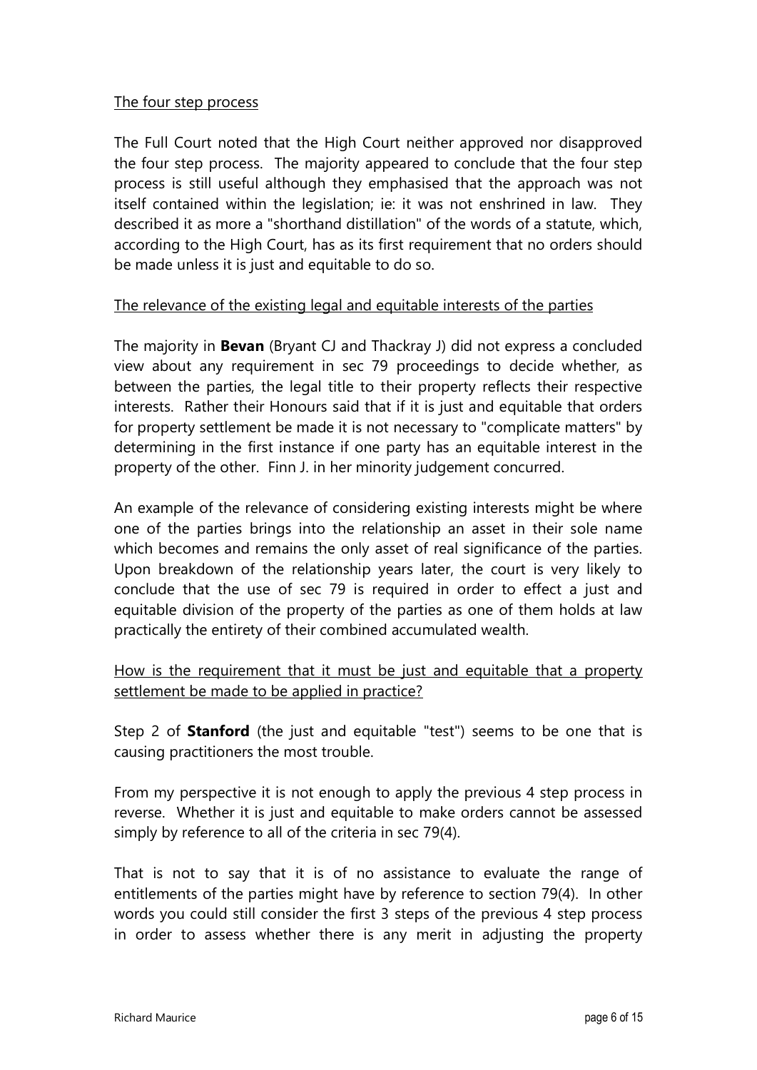<u>The four step process</u>

The Full Court noted that the High Court neither approved nor disapproved the four step process. The majority appeared to conclude that the four step process is still useful although they emphasised that the approach was not itself contained within the legislation; ie: it was not enshrined in law. They described it as more a "shorthand distillation" of the words of a statute, which, according to the High Court, has as its first requirement that no orders should be made unless it is just and equitable to do so.

<u>The relevance of the existing legal and equitable interests of the parties</u>

The majority in **Bevan** (Bryant CJ and Thackray J) did not express a concluded view about any requirement in sec 79 proceedings to decide whether, as between the parties, the legal title to their property reflects their respective interests. Rather their Honours said that if it is just and equitable that orders for property settlement be made it is not necessary to "complicate matters" by determining in the first instance if one party has an equitable interest in the property of the other. Finn J. in her minority judgement concurred.

An example of the relevance of considering existing interests might be where one of the parties brings into the relationship an asset in their sole name which becomes and remains the only asset of real significance of the parties. Upon breakdown of the relationship years later, the court is very likely to conclude that the use of sec 79 is required in order to effect a just and equitable division of the property of the parties as one of them holds at law practically the entirety of their combined accumulated wealth.

<u>How is the requirement that it must be just and equitable that a property settlement be made to be applied in practice?</u>

Step 2 of **Stanford** (the just and equitable "test") seems to be one that is causing practitioners the most trouble.

From my perspective it is not enough to apply the previous 4 step process in reverse. Whether it is just and equitable to make orders cannot be assessed simply by reference to all of the criteria in sec 79(4).

That is not to say that it is of no assistance to evaluate the range of entitlements of the parties might have by reference to section 79(4). In other words you could still consider the first 3 steps of the previous 4 step process in order to assess whether there is any merit in adjusting the property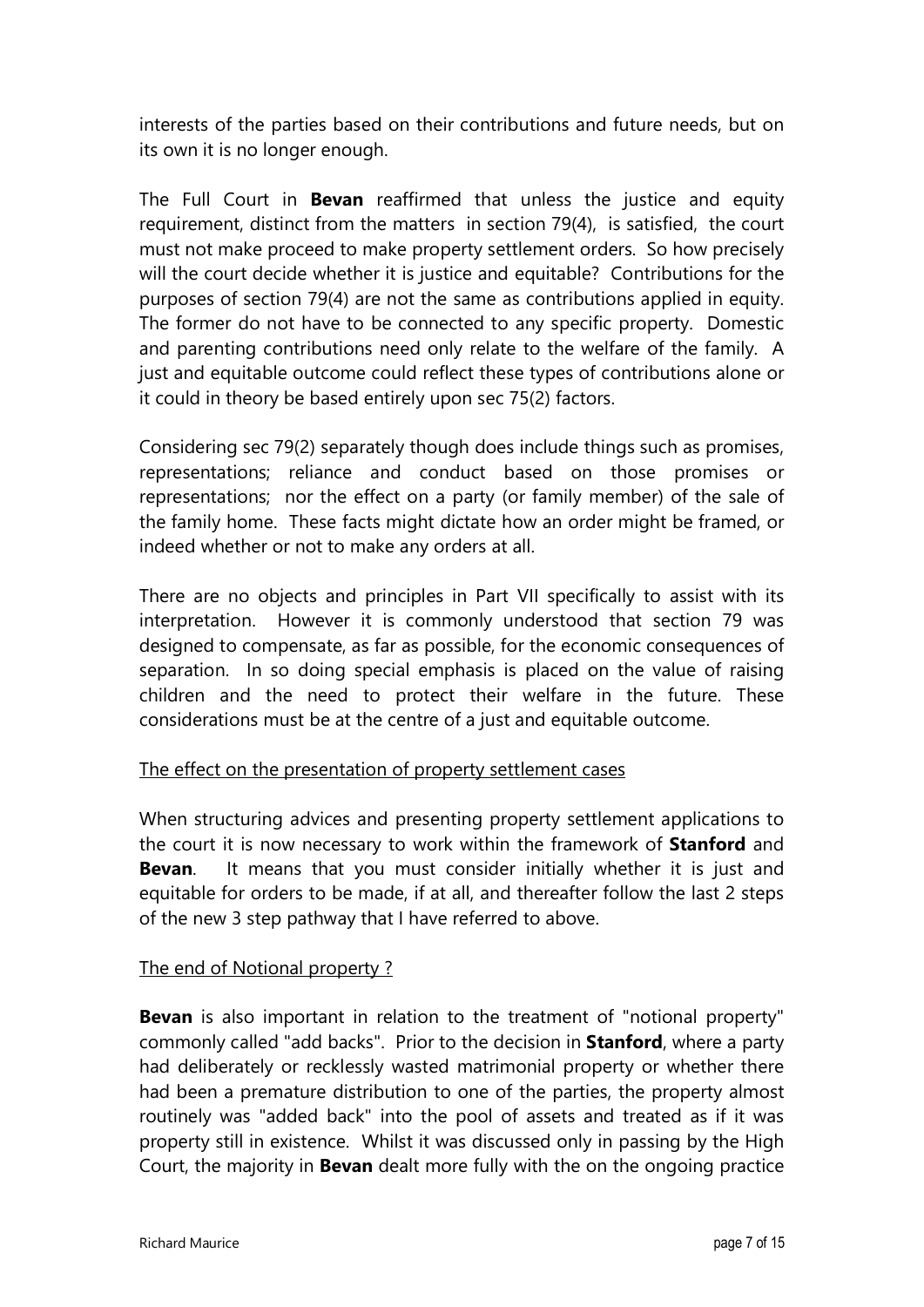interests of the parties based on their contributions and future needs, but on its own it is no longer enough.

The Full Court in **Bevan** reaffirmed that unless the justice and equity requirement, distinct from the matters in section 79(4), is satisfied, the court must not make proceed to make property settlement orders. So how precisely will the court decide whether it is justice and equitable? Contributions for the purposes of section 79(4) are not the same as contributions applied in equity. The former do not have to be connected to any specific property. Domestic and parenting contributions need only relate to the welfare of the family. A just and equitable outcome could reflect these types of contributions alone or it could in theory be based entirely upon sec 75(2) factors.

Considering sec 79(2) separately though does include things such as promises, representations; reliance and conduct based on those promises or representations; nor the effect on a party (or family member) of the sale of the family home. These facts might dictate how an order might be framed, or indeed whether or not to make any orders at all.

There are no objects and principles in Part VII specifically to assist with its interpretation. However it is commonly understood that section 79 was designed to compensate, as far as possible, for the economic consequences of separation. In so doing special emphasis is placed on the value of raising children and the need to protect their welfare in the future. These considerations must be at the centre of a just and equitable outcome.

<u>The effect on the presentation of property settlement cases</u>

When structuring advices and presenting property settlement applications to the court it is now necessary to work within the framework of **Stanford** and **Bevan**. It means that you must consider initially whether it is just and equitable for orders to be made, if at all, and thereafter follow the last 2 steps of the new 3 step pathway that I have referred to above.

<u>The end of Notional property ?</u>

**Bevan** is also important in relation to the treatment of "notional property" commonly called "add backs". Prior to the decision in **Stanford**, where a party had deliberately or recklessly wasted matrimonial property or whether there had been a premature distribution to one of the parties, the property almost routinely was "added back" into the pool of assets and treated as if it was property still in existence. Whilst it was discussed only in passing by the High Court, the majority in **Bevan** dealt more fully with the on the ongoing practice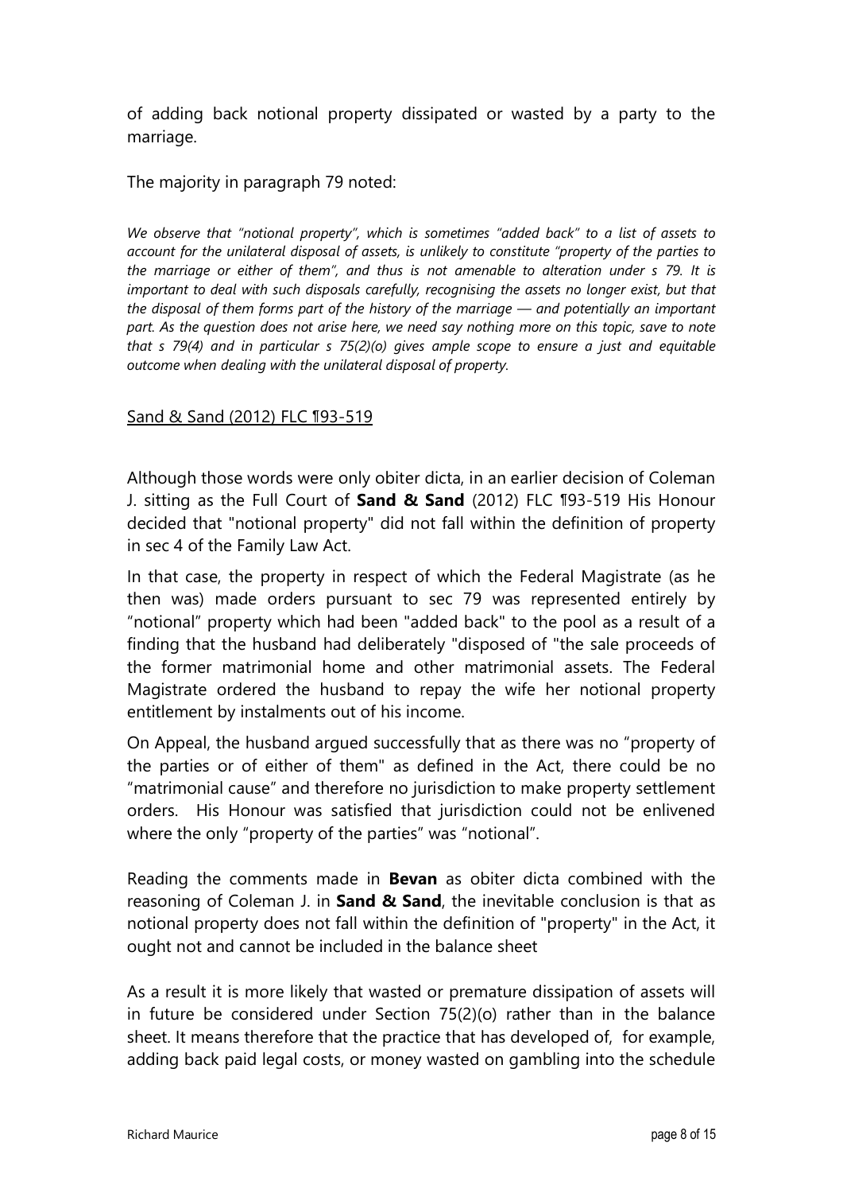of adding back notional property dissipated or wasted by a party to the marriage.

The majority in paragraph 79 noted:

> *We observe that "notional property", which is sometimes "added back" to a list of assets to account for the unilateral disposal of assets, is unlikely to constitute "property of the parties to the marriage or either of them", and thus is not amenable to alteration under s 79. It is important to deal with such disposals carefully, recognising the assets no longer exist, but that the disposal of them forms part of the history of the marriage — and potentially an important part. As the question does not arise here, we need say nothing more on this topic, save to note that s 79(4) and in particular s 75(2)(o) gives ample scope to ensure a just and equitable outcome when dealing with the unilateral disposal of property.*

## Sand & Sand (2012) FLC ¶93-519

Although those words were only obiter dicta, in an earlier decision of Coleman J. sitting as the Full Court of **Sand & Sand** (2012) FLC ¶93-519 His Honour decided that "notional property" did not fall within the definition of property in sec 4 of the Family Law Act.

In that case, the property in respect of which the Federal Magistrate (as he then was) made orders pursuant to sec 79 was represented entirely by "notional" property which had been "added back" to the pool as a result of a finding that the husband had deliberately "disposed of "the sale proceeds of the former matrimonial home and other matrimonial assets. The Federal Magistrate ordered the husband to repay the wife her notional property entitlement by instalments out of his income.

On Appeal, the husband argued successfully that as there was no "property of the parties or of either of them" as defined in the Act, there could be no "matrimonial cause" and therefore no jurisdiction to make property settlement orders. His Honour was satisfied that jurisdiction could not be enlivened where the only "property of the parties" was "notional".

Reading the comments made in **Bevan** as obiter dicta combined with the reasoning of Coleman J. in **Sand & Sand**, the inevitable conclusion is that as notional property does not fall within the definition of "property" in the Act, it ought not and cannot be included in the balance sheet

As a result it is more likely that wasted or premature dissipation of assets will in future be considered under Section 75(2)(o) rather than in the balance sheet. It means therefore that the practice that has developed of, for example, adding back paid legal costs, or money wasted on gambling into the schedule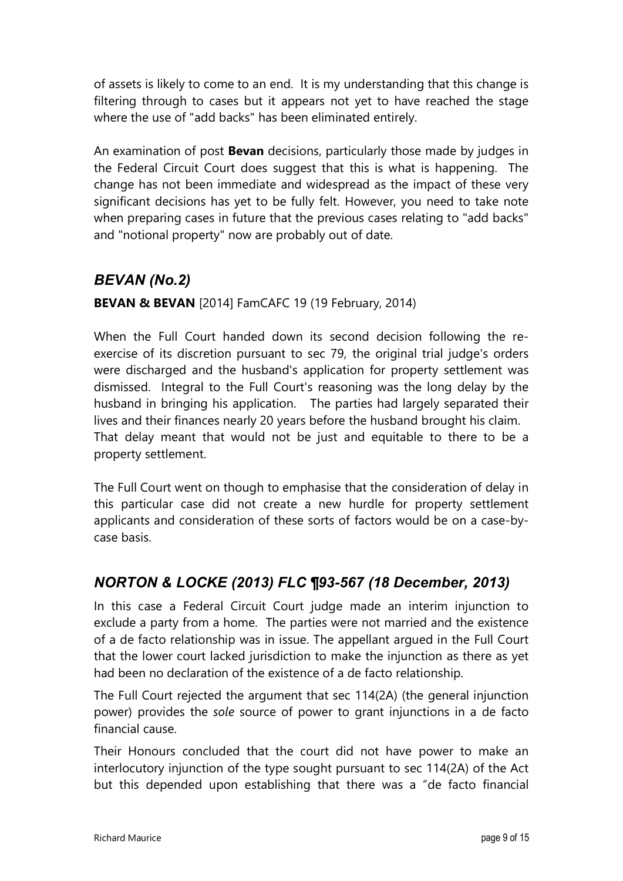of assets is likely to come to an end. It is my understanding that this change is filtering through to cases but it appears not yet to have reached the stage where the use of "add backs" has been eliminated entirely.

An examination of post **Bevan** decisions, particularly those made by judges in the Federal Circuit Court does suggest that this is what is happening. The change has not been immediate and widespread as the impact of these very significant decisions has yet to be fully felt. However, you need to take note when preparing cases in future that the previous cases relating to "add backs" and "notional property" now are probably out of date.

## *BEVAN (No.2)*

**BEVAN & BEVAN** [2014] FamCAFC 19 (19 February, 2014)

When the Full Court handed down its second decision following the re-exercise of its discretion pursuant to sec 79, the original trial judge's orders were discharged and the husband's application for property settlement was dismissed. Integral to the Full Court's reasoning was the long delay by the husband in bringing his application. The parties had largely separated their lives and their finances nearly 20 years before the husband brought his claim. That delay meant that would not be just and equitable to there to be a property settlement.

The Full Court went on though to emphasise that the consideration of delay in this particular case did not create a new hurdle for property settlement applicants and consideration of these sorts of factors would be on a case-by-case basis.

## *NORTON & LOCKE (2013) FLC ¶93-567 (18 December, 2013)*

In this case a Federal Circuit Court judge made an interim injunction to exclude a party from a home. The parties were not married and the existence of a de facto relationship was in issue. The appellant argued in the Full Court that the lower court lacked jurisdiction to make the injunction as there as yet had been no declaration of the existence of a de facto relationship.

The Full Court rejected the argument that sec 114(2A) (the general injunction power) provides the *sole* source of power to grant injunctions in a de facto financial cause.

Their Honours concluded that the court did not have power to make an interlocutory injunction of the type sought pursuant to sec 114(2A) of the Act but this depended upon establishing that there was a "de facto financial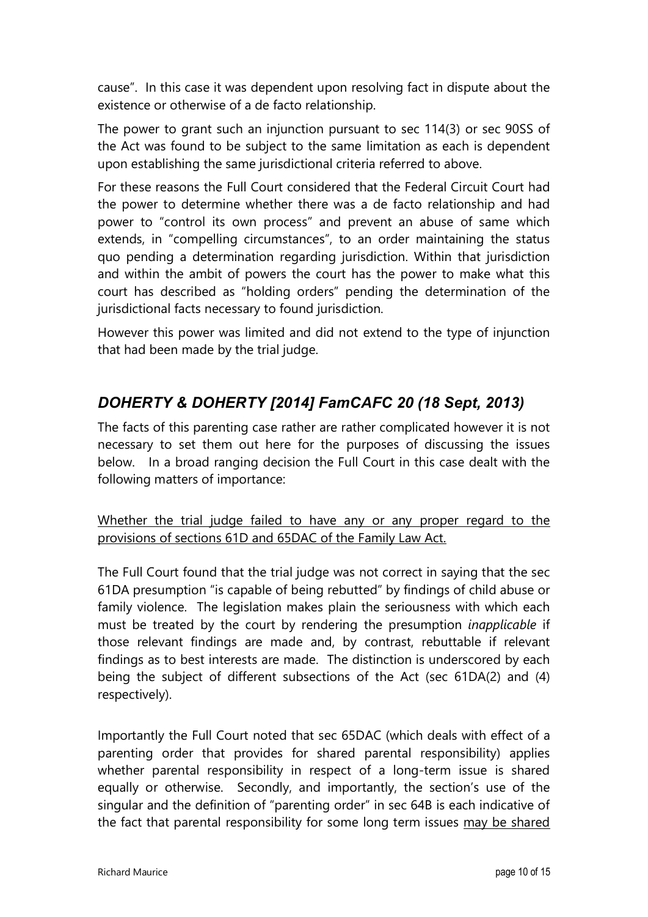cause". In this case it was dependent upon resolving fact in dispute about the existence or otherwise of a de facto relationship.

The power to grant such an injunction pursuant to sec 114(3) or sec 90SS of the Act was found to be subject to the same limitation as each is dependent upon establishing the same jurisdictional criteria referred to above.

For these reasons the Full Court considered that the Federal Circuit Court had the power to determine whether there was a de facto relationship and had power to "control its own process" and prevent an abuse of same which extends, in "compelling circumstances", to an order maintaining the status quo pending a determination regarding jurisdiction. Within that jurisdiction and within the ambit of powers the court has the power to make what this court has described as "holding orders" pending the determination of the jurisdictional facts necessary to found jurisdiction.

However this power was limited and did not extend to the type of injunction that had been made by the trial judge.

## *DOHERTY & DOHERTY [2014] FamCAFC 20 (18 Sept, 2013)*

The facts of this parenting case rather are rather complicated however it is not necessary to set them out here for the purposes of discussing the issues below. In a broad ranging decision the Full Court in this case dealt with the following matters of importance:

<u>Whether the trial judge failed to have any or any proper regard to the provisions of sections 61D and 65DAC of the Family Law Act.</u>

The Full Court found that the trial judge was not correct in saying that the sec 61DA presumption "is capable of being rebutted" by findings of child abuse or family violence. The legislation makes plain the seriousness with which each must be treated by the court by rendering the presumption *inapplicable* if those relevant findings are made and, by contrast, rebuttable if relevant findings as to best interests are made. The distinction is underscored by each being the subject of different subsections of the Act (sec 61DA(2) and (4) respectively).

Importantly the Full Court noted that sec 65DAC (which deals with effect of a parenting order that provides for shared parental responsibility) applies whether parental responsibility in respect of a long-term issue is shared equally or otherwise. Secondly, and importantly, the section's use of the singular and the definition of "parenting order" in sec 64B is each indicative of the fact that parental responsibility for some long term issues <u>may be shared</u>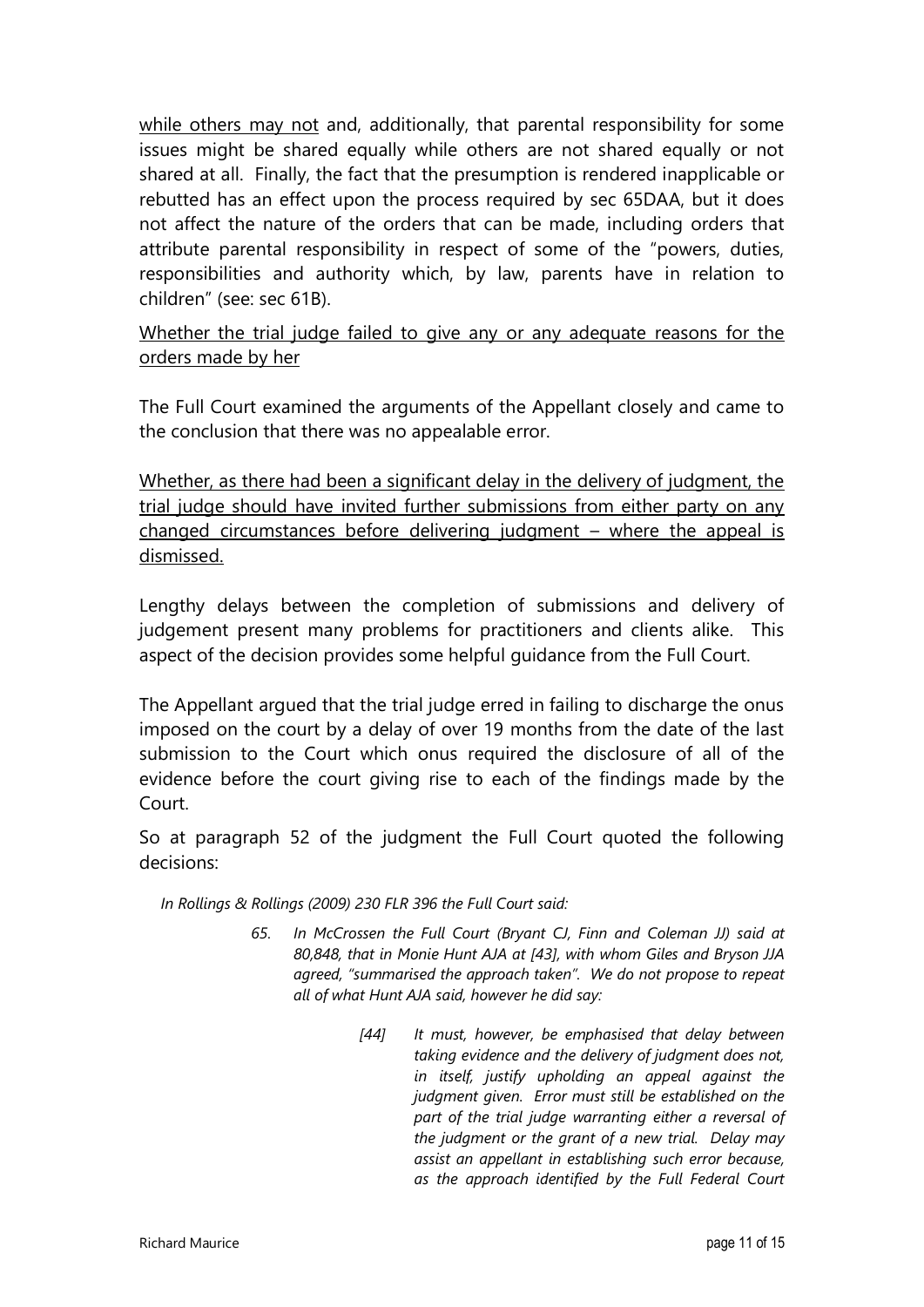<u>while others may not</u> and, additionally, that parental responsibility for some issues might be shared equally while others are not shared equally or not shared at all. Finally, the fact that the presumption is rendered inapplicable or rebutted has an effect upon the process required by sec 65DAA, but it does not affect the nature of the orders that can be made, including orders that attribute parental responsibility in respect of some of the "powers, duties, responsibilities and authority which, by law, parents have in relation to children" (see: sec 61B).

<u>Whether the trial judge failed to give any or any adequate reasons for the orders made by her</u>

The Full Court examined the arguments of the Appellant closely and came to the conclusion that there was no appealable error.

<u>Whether, as there had been a significant delay in the delivery of judgment, the trial judge should have invited further submissions from either party on any changed circumstances before delivering judgment – where the appeal is dismissed.</u>

Lengthy delays between the completion of submissions and delivery of judgement present many problems for practitioners and clients alike. This aspect of the decision provides some helpful guidance from the Full Court.

The Appellant argued that the trial judge erred in failing to discharge the onus imposed on the court by a delay of over 19 months from the date of the last submission to the Court which onus required the disclosure of all of the evidence before the court giving rise to each of the findings made by the Court.

So at paragraph 52 of the judgment the Full Court quoted the following decisions:

> *In Rollings & Rollings (2009) 230 FLR 396 the Full Court said:*
>
> > *65. In McCrossen the Full Court (Bryant CJ, Finn and Coleman JJ) said at 80,848, that in Monie Hunt AJA at [43], with whom Giles and Bryson JJA agreed, "summarised the approach taken". We do not propose to repeat all of what Hunt AJA said, however he did say:*
> >
> > > *[44] It must, however, be emphasised that delay between taking evidence and the delivery of judgment does not, in itself, justify upholding an appeal against the judgment given. Error must still be established on the part of the trial judge warranting either a reversal of the judgment or the grant of a new trial. Delay may assist an appellant in establishing such error because, as the approach identified by the Full Federal Court*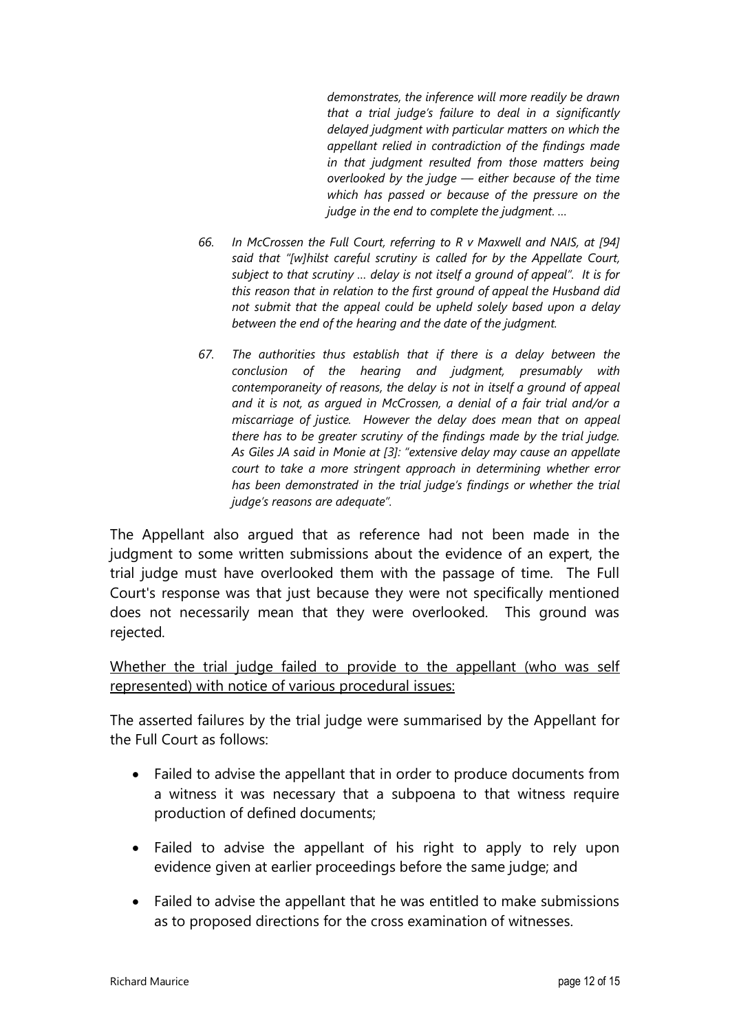*demonstrates, the inference will more readily be drawn that a trial judge's failure to deal in a significantly delayed judgment with particular matters on which the appellant relied in contradiction of the findings made in that judgment resulted from those matters being overlooked by the judge — either because of the time which has passed or because of the pressure on the judge in the end to complete the judgment. …*

*66. In McCrossen the Full Court, referring to R v Maxwell and NAIS, at [94] said that "[w]hilst careful scrutiny is called for by the Appellate Court, subject to that scrutiny … delay is not itself a ground of appeal". It is for this reason that in relation to the first ground of appeal the Husband did not submit that the appeal could be upheld solely based upon a delay between the end of the hearing and the date of the judgment.*

*67. The authorities thus establish that if there is a delay between the conclusion of the hearing and judgment, presumably with contemporaneity of reasons, the delay is not in itself a ground of appeal and it is not, as argued in McCrossen, a denial of a fair trial and/or a miscarriage of justice. However the delay does mean that on appeal there has to be greater scrutiny of the findings made by the trial judge. As Giles JA said in Monie at [3]: "extensive delay may cause an appellate court to take a more stringent approach in determining whether error has been demonstrated in the trial judge's findings or whether the trial judge's reasons are adequate".*

The Appellant also argued that as reference had not been made in the judgment to some written submissions about the evidence of an expert, the trial judge must have overlooked them with the passage of time. The Full Court's response was that just because they were not specifically mentioned does not necessarily mean that they were overlooked. This ground was rejected.

<u>Whether the trial judge failed to provide to the appellant (who was self represented) with notice of various procedural issues:</u>

The asserted failures by the trial judge were summarised by the Appellant for the Full Court as follows:

- Failed to advise the appellant that in order to produce documents from a witness it was necessary that a subpoena to that witness require production of defined documents;
- Failed to advise the appellant of his right to apply to rely upon evidence given at earlier proceedings before the same judge; and
- Failed to advise the appellant that he was entitled to make submissions as to proposed directions for the cross examination of witnesses.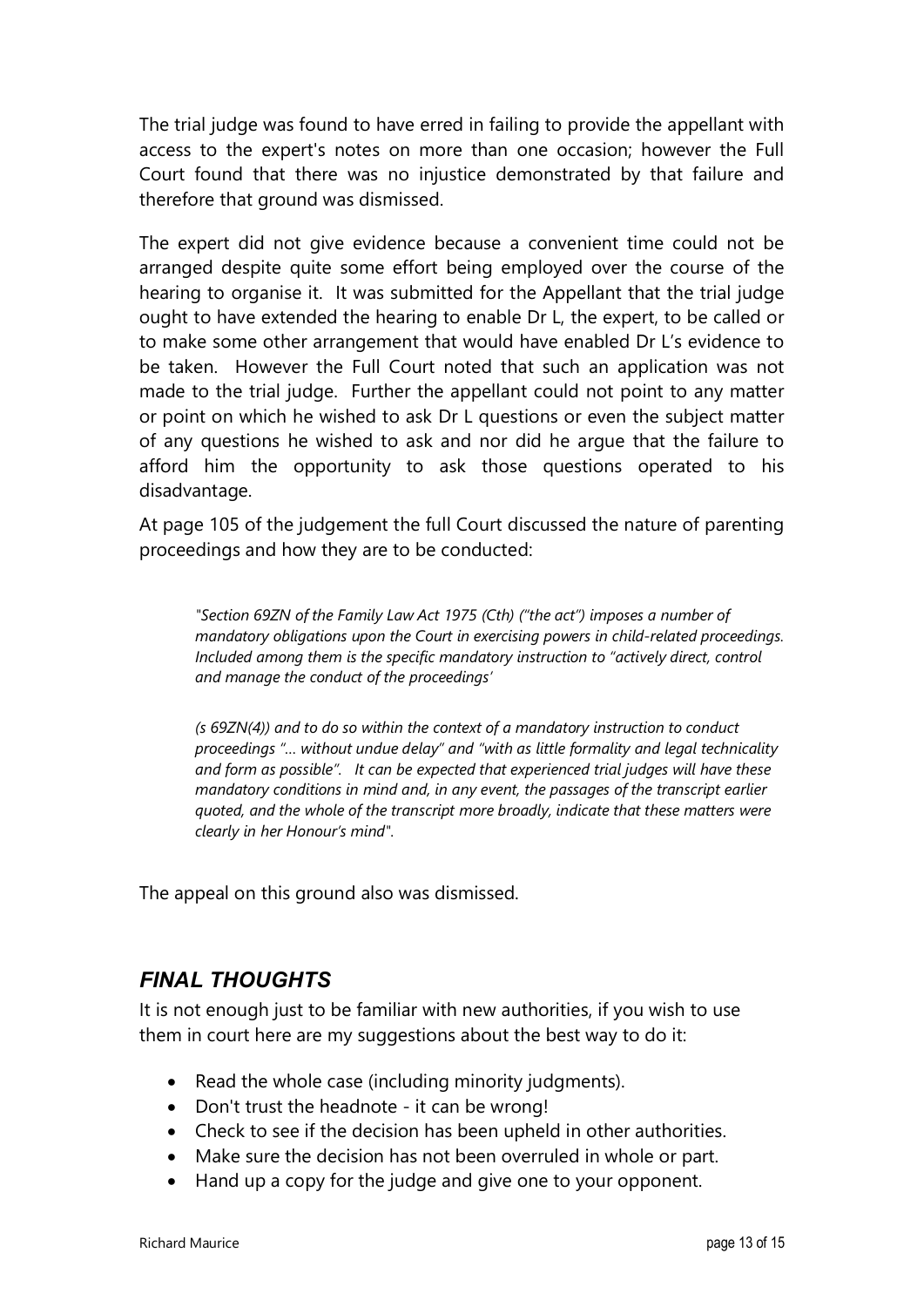The trial judge was found to have erred in failing to provide the appellant with access to the expert's notes on more than one occasion; however the Full Court found that there was no injustice demonstrated by that failure and therefore that ground was dismissed.

The expert did not give evidence because a convenient time could not be arranged despite quite some effort being employed over the course of the hearing to organise it. It was submitted for the Appellant that the trial judge ought to have extended the hearing to enable Dr L, the expert, to be called or to make some other arrangement that would have enabled Dr L's evidence to be taken. However the Full Court noted that such an application was not made to the trial judge. Further the appellant could not point to any matter or point on which he wished to ask Dr L questions or even the subject matter of any questions he wished to ask and nor did he argue that the failure to afford him the opportunity to ask those questions operated to his disadvantage.

At page 105 of the judgement the full Court discussed the nature of parenting proceedings and how they are to be conducted:

> *"Section 69ZN of the Family Law Act 1975 (Cth) ("the act") imposes a number of mandatory obligations upon the Court in exercising powers in child-related proceedings. Included among them is the specific mandatory instruction to "actively direct, control and manage the conduct of the proceedings'*
>
> *(s 69ZN(4)) and to do so within the context of a mandatory instruction to conduct proceedings "... without undue delay" and "with as little formality and legal technicality and form as possible". It can be expected that experienced trial judges will have these mandatory conditions in mind and, in any event, the passages of the transcript earlier quoted, and the whole of the transcript more broadly, indicate that these matters were clearly in her Honour's mind".*

The appeal on this ground also was dismissed.

## *FINAL THOUGHTS*

It is not enough just to be familiar with new authorities, if you wish to use them in court here are my suggestions about the best way to do it:

- Read the whole case (including minority judgments).
- Don't trust the headnote - it can be wrong!
- Check to see if the decision has been upheld in other authorities.
- Make sure the decision has not been overruled in whole or part.
- Hand up a copy for the judge and give one to your opponent.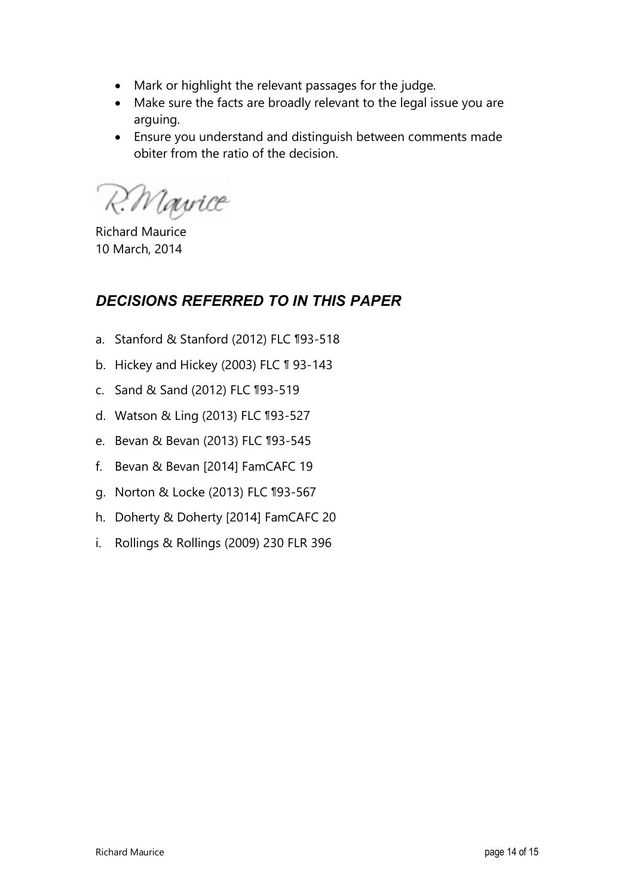- Mark or highlight the relevant passages for the judge.
- Make sure the facts are broadly relevant to the legal issue you are arguing.
- Ensure you understand and distinguish between comments made obiter from the ratio of the decision.

R. Maurice

Richard Maurice
10 March, 2014

## *DECISIONS REFERRED TO IN THIS PAPER*

a. Stanford & Stanford (2012) FLC ¶93-518
b. Hickey and Hickey (2003) FLC ¶ 93-143
c. Sand & Sand (2012) FLC ¶93-519
d. Watson & Ling (2013) FLC ¶93-527
e. Bevan & Bevan (2013) FLC ¶93-545
f. Bevan & Bevan [2014] FamCAFC 19
g. Norton & Locke (2013) FLC ¶93-567
h. Doherty & Doherty [2014] FamCAFC 20
i. Rollings & Rollings (2009) 230 FLR 396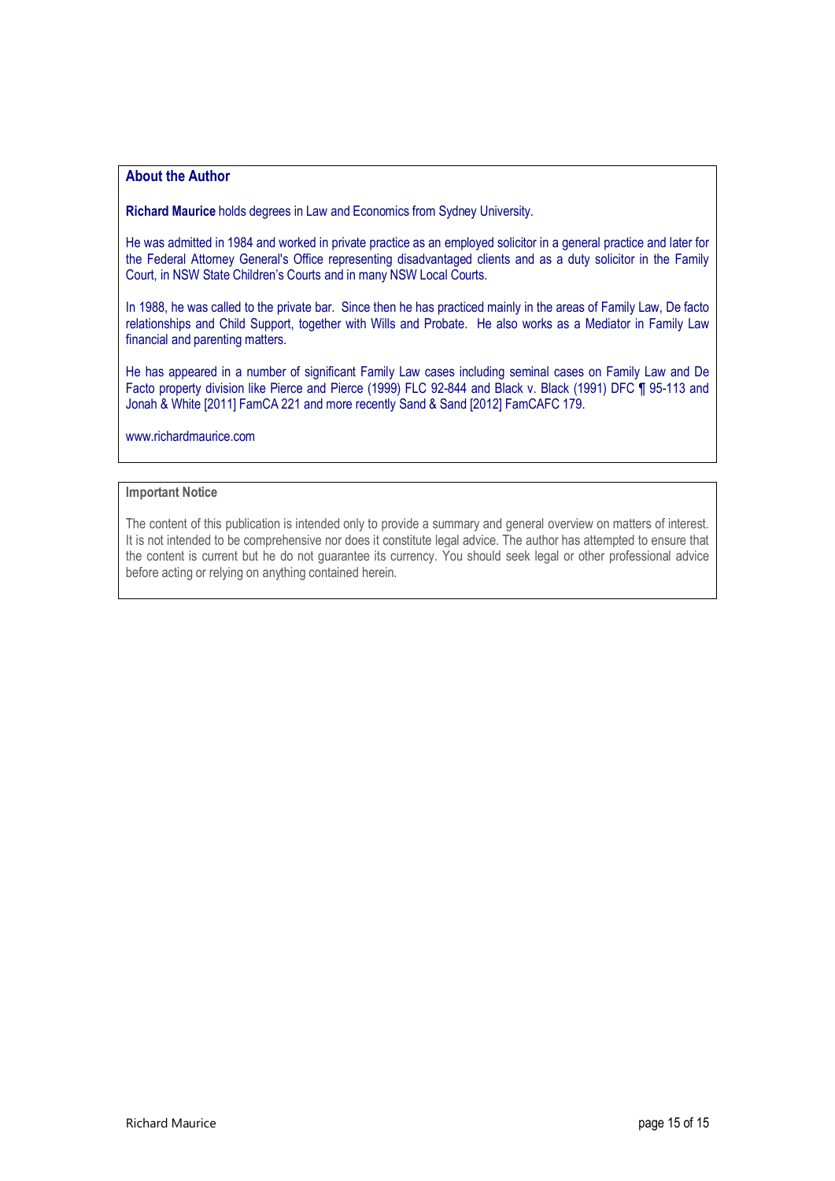## About the Author

**Richard Maurice** holds degrees in Law and Economics from Sydney University.

He was admitted in 1984 and worked in private practice as an employed solicitor in a general practice and later for the Federal Attorney General's Office representing disadvantaged clients and as a duty solicitor in the Family Court, in NSW State Children's Courts and in many NSW Local Courts.

In 1988, he was called to the private bar. Since then he has practiced mainly in the areas of Family Law, De facto relationships and Child Support, together with Wills and Probate. He also works as a Mediator in Family Law financial and parenting matters.

He has appeared in a number of significant Family Law cases including seminal cases on Family Law and De Facto property division like Pierce and Pierce (1999) FLC 92-844 and Black v. Black (1991) DFC ¶ 95-113 and Jonah & White [2011] FamCA 221 and more recently Sand & Sand [2012] FamCAFC 179.

www.richardmaurice.com

### Important Notice

The content of this publication is intended only to provide a summary and general overview on matters of interest. It is not intended to be comprehensive nor does it constitute legal advice. The author has attempted to ensure that the content is current but he do not guarantee its currency. You should seek legal or other professional advice before acting or relying on anything contained herein.